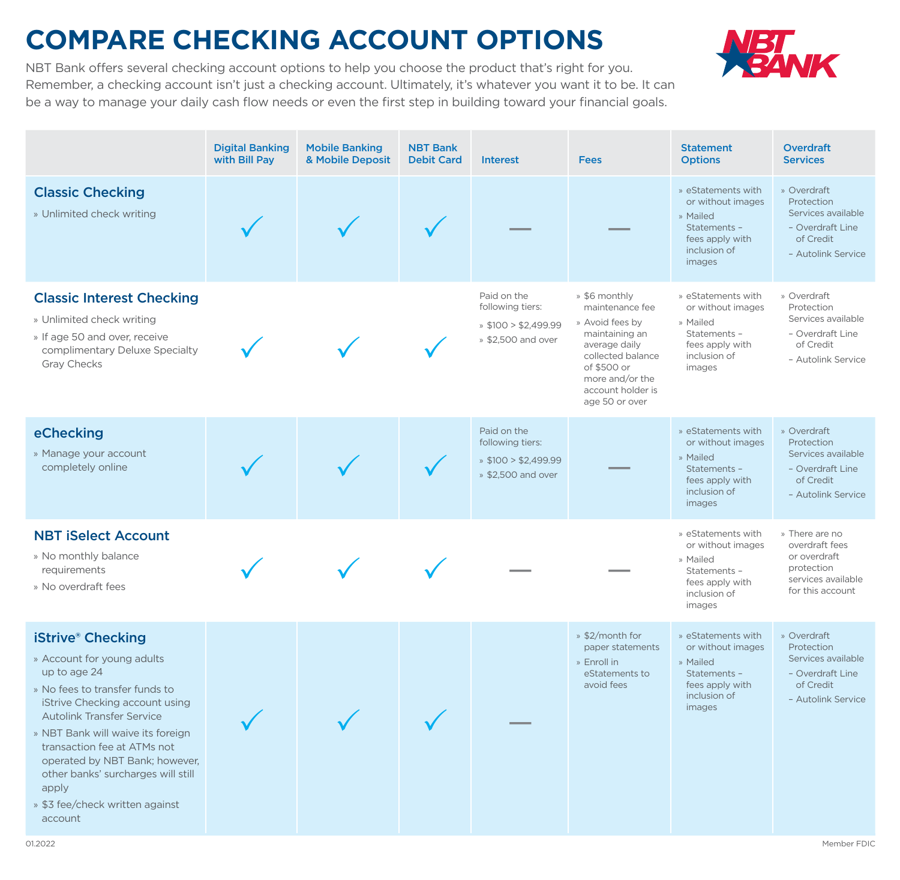# COMPARE CHECKING ACCOUNT OPTIONS

NBT Bank offers several checking account options to help you choose the product that's right for you. Remember, a checking account isn't just a checking account. Ultimately, it's whatever you want it to be. It can be a way to manage your daily cash flow needs or even the first step in building toward your financial goals.

| | Digital Banking with Bill Pay | Mobile Banking & Mobile Deposit | NBT Bank Debit Card | Interest | Fees | Statement Options | Overdraft Services |
|---|---|---|---|---|---|---|---|
| **Classic Checking**<br>» Unlimited check writing | ✓ | ✓ | ✓ | — | — | » eStatements with or without images<br>» Mailed Statements – fees apply with inclusion of images | » Overdraft Protection Services available<br>– Overdraft Line of Credit<br>– Autolink Service |
| **Classic Interest Checking**<br>» Unlimited check writing<br>» If age 50 and over, receive complimentary Deluxe Specialty Gray Checks | ✓ | ✓ | ✓ | Paid on the following tiers:<br>» $100 > $2,499.99<br>» $2,500 and over | » $6 monthly maintenance fee<br>» Avoid fees by maintaining an average daily collected balance of $500 or more and/or the account holder is age 50 or over | » eStatements with or without images<br>» Mailed Statements – fees apply with inclusion of images | » Overdraft Protection Services available<br>– Overdraft Line of Credit<br>– Autolink Service |
| **eChecking**<br>» Manage your account completely online | ✓ | ✓ | ✓ | Paid on the following tiers:<br>» $100 > $2,499.99<br>» $2,500 and over | — | » eStatements with or without images<br>» Mailed Statements – fees apply with inclusion of images | » Overdraft Protection Services available<br>– Overdraft Line of Credit<br>– Autolink Service |
| **NBT iSelect Account**<br>» No monthly balance requirements<br>» No overdraft fees | ✓ | ✓ | ✓ | — | — | » eStatements with or without images<br>» Mailed Statements – fees apply with inclusion of images | » There are no overdraft fees or overdraft protection services available for this account |
| **iStrive® Checking**<br>» Account for young adults up to age 24<br>» No fees to transfer funds to iStrive Checking account using Autolink Transfer Service<br>» NBT Bank will waive its foreign transaction fee at ATMs not operated by NBT Bank; however, other banks' surcharges will still apply<br>» $3 fee/check written against account | ✓ | ✓ | ✓ | — | » $2/month for paper statements<br>» Enroll in eStatements to avoid fees | » eStatements with or without images<br>» Mailed Statements – fees apply with inclusion of images | » Overdraft Protection Services available<br>– Overdraft Line of Credit<br>– Autolink Service |

01.2022

Member FDIC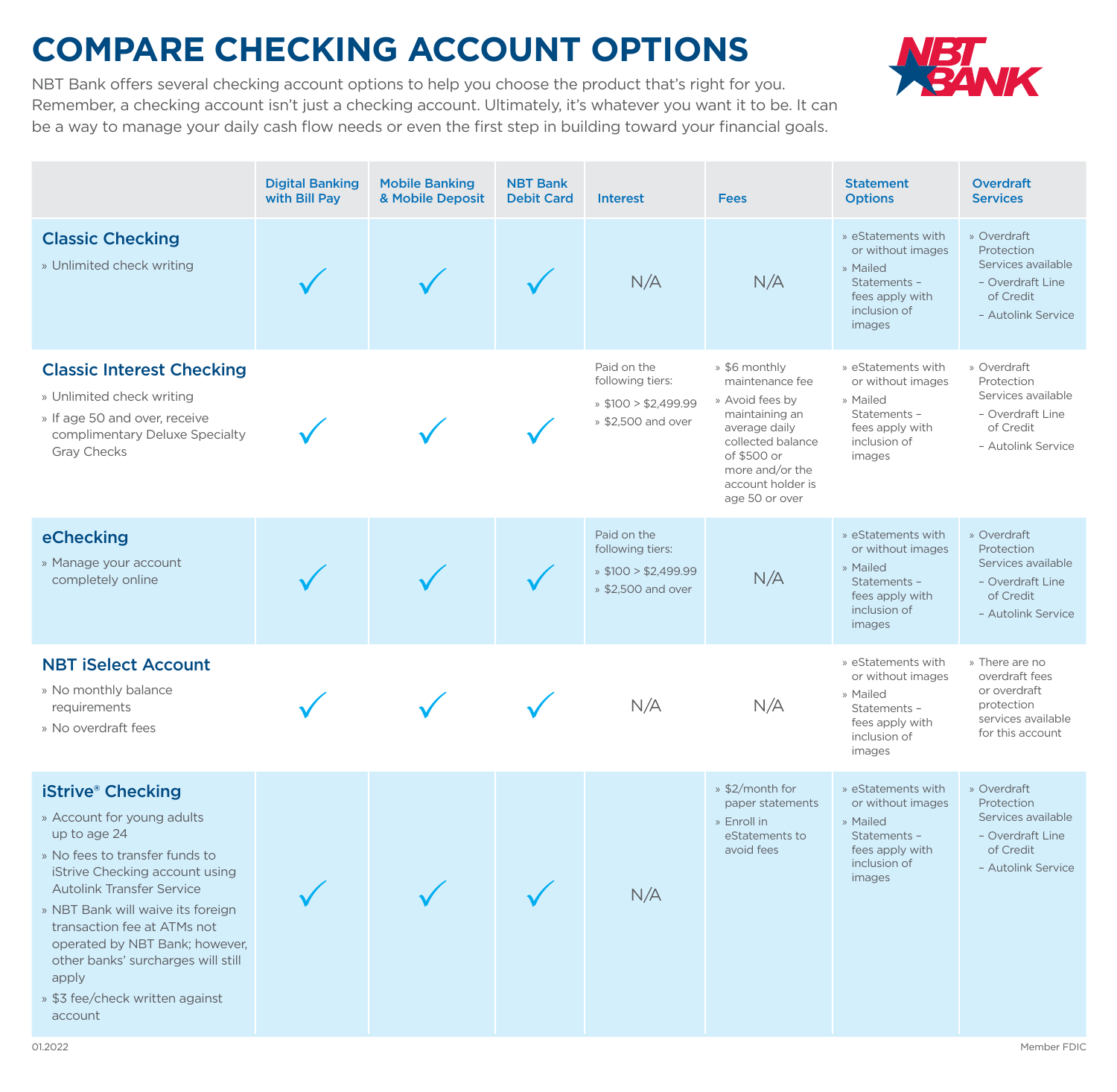# COMPARE CHECKING ACCOUNT OPTIONS

NBT Bank offers several checking account options to help you choose the product that's right for you. Remember, a checking account isn't just a checking account. Ultimately, it's whatever you want it to be. It can be a way to manage your daily cash flow needs or even the first step in building toward your financial goals.

| | Digital Banking with Bill Pay | Mobile Banking & Mobile Deposit | NBT Bank Debit Card | Interest | Fees | Statement Options | Overdraft Services |
|---|---|---|---|---|---|---|---|
| **Classic Checking**<br>» Unlimited check writing | ✓ | ✓ | ✓ | N/A | N/A | » eStatements with or without images<br>» Mailed Statements – fees apply with inclusion of images | » Overdraft Protection Services available<br>– Overdraft Line of Credit<br>– Autolink Service |
| **Classic Interest Checking**<br>» Unlimited check writing<br>» If age 50 and over, receive complimentary Deluxe Specialty Gray Checks | ✓ | ✓ | ✓ | Paid on the following tiers:<br>» $100 > $2,499.99<br>» $2,500 and over | » $6 monthly maintenance fee<br>» Avoid fees by maintaining an average daily collected balance of $500 or more and/or the account holder is age 50 or over | » eStatements with or without images<br>» Mailed Statements – fees apply with inclusion of images | » Overdraft Protection Services available<br>– Overdraft Line of Credit<br>– Autolink Service |
| **eChecking**<br>» Manage your account completely online | ✓ | ✓ | ✓ | Paid on the following tiers:<br>» $100 > $2,499.99<br>» $2,500 and over | N/A | » eStatements with or without images<br>» Mailed Statements – fees apply with inclusion of images | » Overdraft Protection Services available<br>– Overdraft Line of Credit<br>– Autolink Service |
| **NBT iSelect Account**<br>» No monthly balance requirements<br>» No overdraft fees | ✓ | ✓ | ✓ | N/A | N/A | » eStatements with or without images<br>» Mailed Statements – fees apply with inclusion of images | » There are no overdraft fees or overdraft protection services available for this account |
| **iStrive® Checking**<br>» Account for young adults up to age 24<br>» No fees to transfer funds to iStrive Checking account using Autolink Transfer Service<br>» NBT Bank will waive its foreign transaction fee at ATMs not operated by NBT Bank; however, other banks' surcharges will still apply<br>» $3 fee/check written against account | ✓ | ✓ | ✓ | N/A | » $2/month for paper statements<br>» Enroll in eStatements to avoid fees | » eStatements with or without images<br>» Mailed Statements – fees apply with inclusion of images | » Overdraft Protection Services available<br>– Overdraft Line of Credit<br>– Autolink Service |

01.2022

Member FDIC